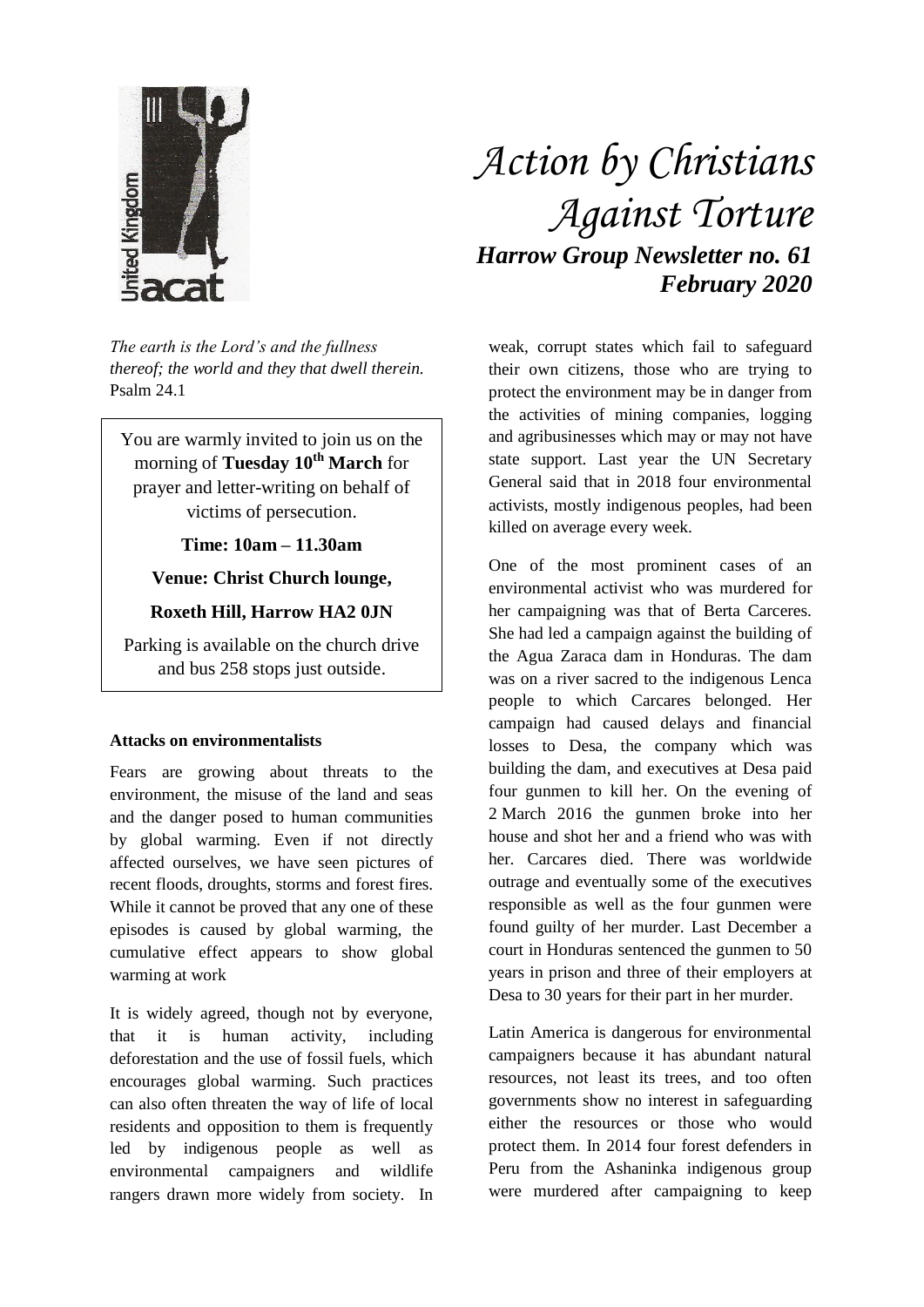# Action by Christians Against Torture

## Harrow Group Newsletter no. 61
## February 2020

*The earth is the Lord's and the fullness thereof; the world and they that dwell therein.* Psalm 24.1

You are warmly invited to join us on the morning of **Tuesday 10th March** for prayer and letter-writing on behalf of victims of persecution.

**Time: 10am – 11.30am**

**Venue: Christ Church lounge,**

**Roxeth Hill, Harrow HA2 0JN**

Parking is available on the church drive and bus 258 stops just outside.

### Attacks on environmentalists

Fears are growing about threats to the environment, the misuse of the land and seas and the danger posed to human communities by global warming. Even if not directly affected ourselves, we have seen pictures of recent floods, droughts, storms and forest fires. While it cannot be proved that any one of these episodes is caused by global warming, the cumulative effect appears to show global warming at work

It is widely agreed, though not by everyone, that it is human activity, including deforestation and the use of fossil fuels, which encourages global warming. Such practices can also often threaten the way of life of local residents and opposition to them is frequently led by indigenous people as well as environmental campaigners and wildlife rangers drawn more widely from society. In weak, corrupt states which fail to safeguard their own citizens, those who are trying to protect the environment may be in danger from the activities of mining companies, logging and agribusinesses which may or may not have state support. Last year the UN Secretary General said that in 2018 four environmental activists, mostly indigenous peoples, had been killed on average every week.

One of the most prominent cases of an environmental activist who was murdered for her campaigning was that of Berta Carceres. She had led a campaign against the building of the Agua Zaraca dam in Honduras. The dam was on a river sacred to the indigenous Lenca people to which Carcares belonged. Her campaign had caused delays and financial losses to Desa, the company which was building the dam, and executives at Desa paid four gunmen to kill her. On the evening of 2 March 2016 the gunmen broke into her house and shot her and a friend who was with her. Carcares died. There was worldwide outrage and eventually some of the executives responsible as well as the four gunmen were found guilty of her murder. Last December a court in Honduras sentenced the gunmen to 50 years in prison and three of their employers at Desa to 30 years for their part in her murder.

Latin America is dangerous for environmental campaigners because it has abundant natural resources, not least its trees, and too often governments show no interest in safeguarding either the resources or those who would protect them. In 2014 four forest defenders in Peru from the Ashaninka indigenous group were murdered after campaigning to keep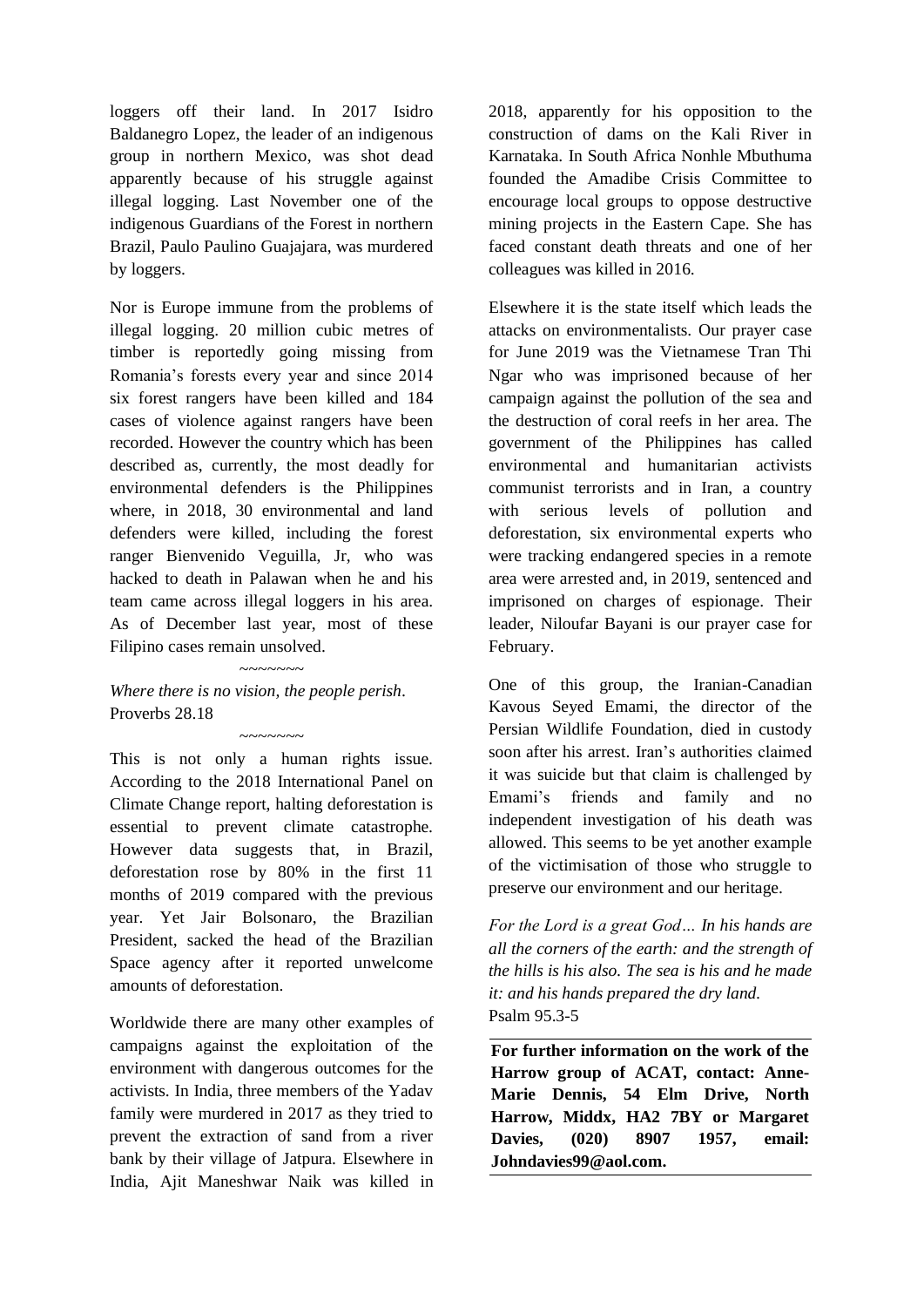loggers off their land. In 2017 Isidro Baldanegro Lopez, the leader of an indigenous group in northern Mexico, was shot dead apparently because of his struggle against illegal logging. Last November one of the indigenous Guardians of the Forest in northern Brazil, Paulo Paulino Guajajara, was murdered by loggers.

Nor is Europe immune from the problems of illegal logging. 20 million cubic metres of timber is reportedly going missing from Romania's forests every year and since 2014 six forest rangers have been killed and 184 cases of violence against rangers have been recorded. However the country which has been described as, currently, the most deadly for environmental defenders is the Philippines where, in 2018, 30 environmental and land defenders were killed, including the forest ranger Bienvenido Veguilla, Jr, who was hacked to death in Palawan when he and his team came across illegal loggers in his area. As of December last year, most of these Filipino cases remain unsolved.

~~~~~~~

*Where there is no vision, the people perish*.
Proverbs 28.18

~~~~~~~

This is not only a human rights issue. According to the 2018 International Panel on Climate Change report, halting deforestation is essential to prevent climate catastrophe. However data suggests that, in Brazil, deforestation rose by 80% in the first 11 months of 2019 compared with the previous year. Yet Jair Bolsonaro, the Brazilian President, sacked the head of the Brazilian Space agency after it reported unwelcome amounts of deforestation.

Worldwide there are many other examples of campaigns against the exploitation of the environment with dangerous outcomes for the activists. In India, three members of the Yadav family were murdered in 2017 as they tried to prevent the extraction of sand from a river bank by their village of Jatpura. Elsewhere in India, Ajit Maneshwar Naik was killed in 2018, apparently for his opposition to the construction of dams on the Kali River in Karnataka. In South Africa Nonhle Mbuthuma founded the Amadibe Crisis Committee to encourage local groups to oppose destructive mining projects in the Eastern Cape. She has faced constant death threats and one of her colleagues was killed in 2016.

Elsewhere it is the state itself which leads the attacks on environmentalists. Our prayer case for June 2019 was the Vietnamese Tran Thi Ngar who was imprisoned because of her campaign against the pollution of the sea and the destruction of coral reefs in her area. The government of the Philippines has called environmental and humanitarian activists communist terrorists and in Iran, a country with serious levels of pollution and deforestation, six environmental experts who were tracking endangered species in a remote area were arrested and, in 2019, sentenced and imprisoned on charges of espionage. Their leader, Niloufar Bayani is our prayer case for February.

One of this group, the Iranian-Canadian Kavous Seyed Emami, the director of the Persian Wildlife Foundation, died in custody soon after his arrest. Iran's authorities claimed it was suicide but that claim is challenged by Emami's friends and family and no independent investigation of his death was allowed. This seems to be yet another example of the victimisation of those who struggle to preserve our environment and our heritage.

*For the Lord is a great God… In his hands are all the corners of the earth: and the strength of the hills is his also. The sea is his and he made it: and his hands prepared the dry land.*
Psalm 95.3-5

---

**For further information on the work of the Harrow group of ACAT, contact: Anne-Marie Dennis, 54 Elm Drive, North Harrow, Middx, HA2 7BY or Margaret Davies, (020) 8907 1957, email: Johndavies99@aol.com.**

---